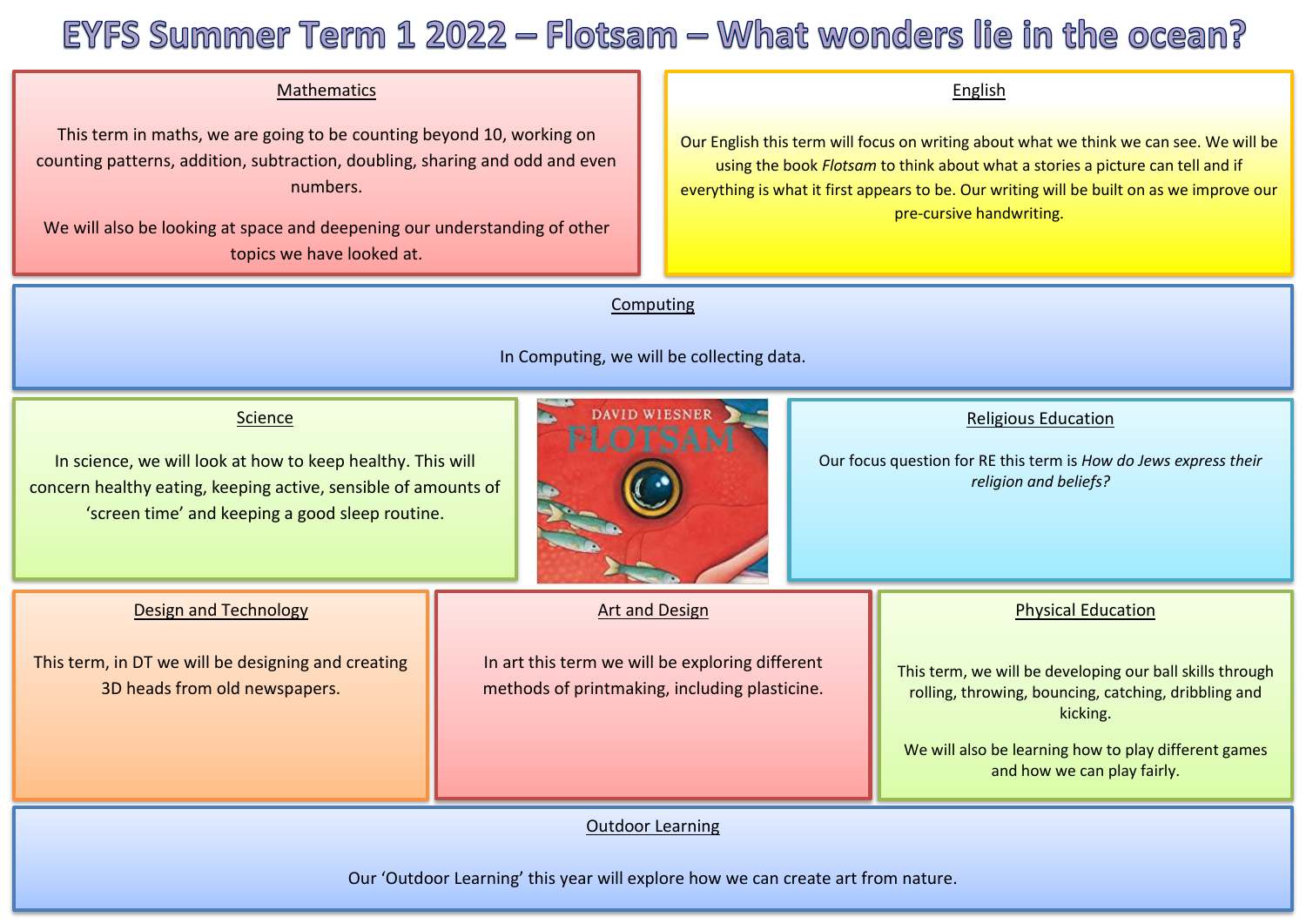# EYFS Summer Term 1 2022 – Flotsam – What wonders lie in the ocean?

## Mathematics

This term in maths, we are going to be counting beyond 10, working on counting patterns, addition, subtraction, doubling, sharing and odd and even numbers.

We will also be looking at space and deepening our understanding of other topics we have looked at.

## English

Our English this term will focus on writing about what we think we can see. We will be using the book *Flotsam* to think about what a stories a picture can tell and if everything is what it first appears to be. Our writing will be built on as we improve our pre-cursive handwriting.

## Computing

In Computing, we will be collecting data.

## Science

In science, we will look at how to keep healthy. This will concern healthy eating, keeping active, sensible of amounts of 'screen time' and keeping a good sleep routine.

## Religious Education

Our focus question for RE this term is *How do Jews express their religion and beliefs?*

## Design and Technology

This term, in DT we will be designing and creating 3D heads from old newspapers.

## Art and Design

In art this term we will be exploring different methods of printmaking, including plasticine.

## Physical Education

This term, we will be developing our ball skills through rolling, throwing, bouncing, catching, dribbling and kicking.

We will also be learning how to play different games and how we can play fairly.

## Outdoor Learning

Our 'Outdoor Learning' this year will explore how we can create art from nature.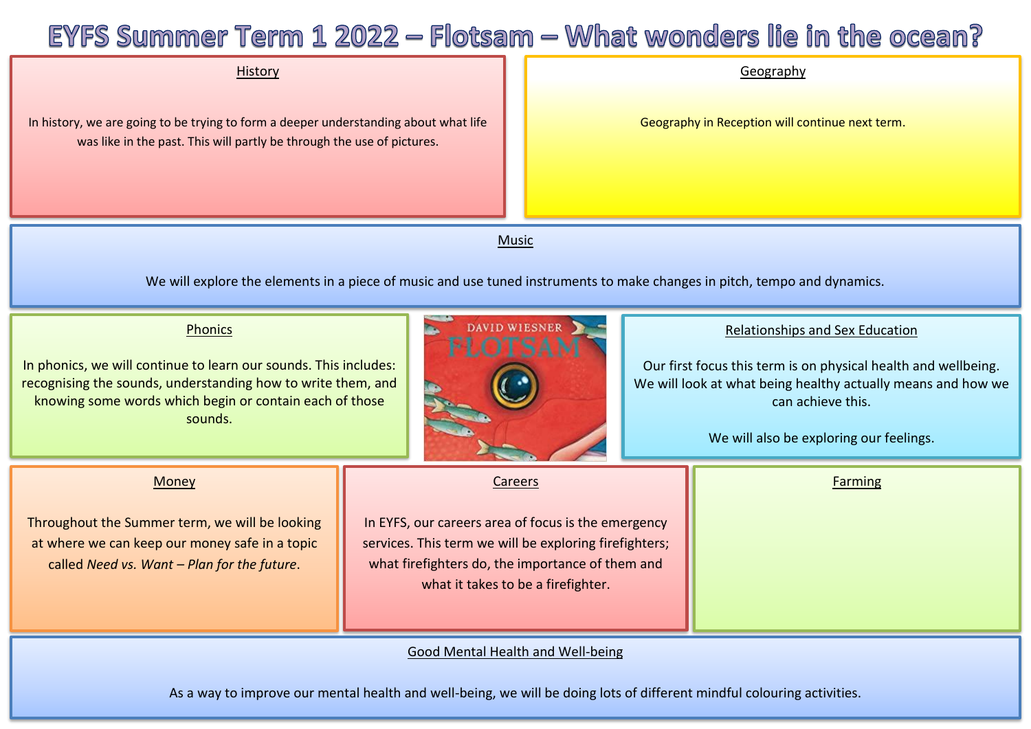# EYFS Summer Term 1 2022 – Flotsam – What wonders lie in the ocean?

## History

In history, we are going to be trying to form a deeper understanding about what life was like in the past. This will partly be through the use of pictures.

## Geography

Geography in Reception will continue next term.

## Music

We will explore the elements in a piece of music and use tuned instruments to make changes in pitch, tempo and dynamics.

## Phonics

In phonics, we will continue to learn our sounds. This includes: recognising the sounds, understanding how to write them, and knowing some words which begin or contain each of those sounds.

## Relationships and Sex Education

Our first focus this term is on physical health and wellbeing. We will look at what being healthy actually means and how we can achieve this.

We will also be exploring our feelings.

## Money

Throughout the Summer term, we will be looking at where we can keep our money safe in a topic called *Need vs. Want – Plan for the future*.

## Careers

In EYFS, our careers area of focus is the emergency services. This term we will be exploring firefighters; what firefighters do, the importance of them and what it takes to be a firefighter.

## Farming

## Good Mental Health and Well-being

As a way to improve our mental health and well-being, we will be doing lots of different mindful colouring activities.